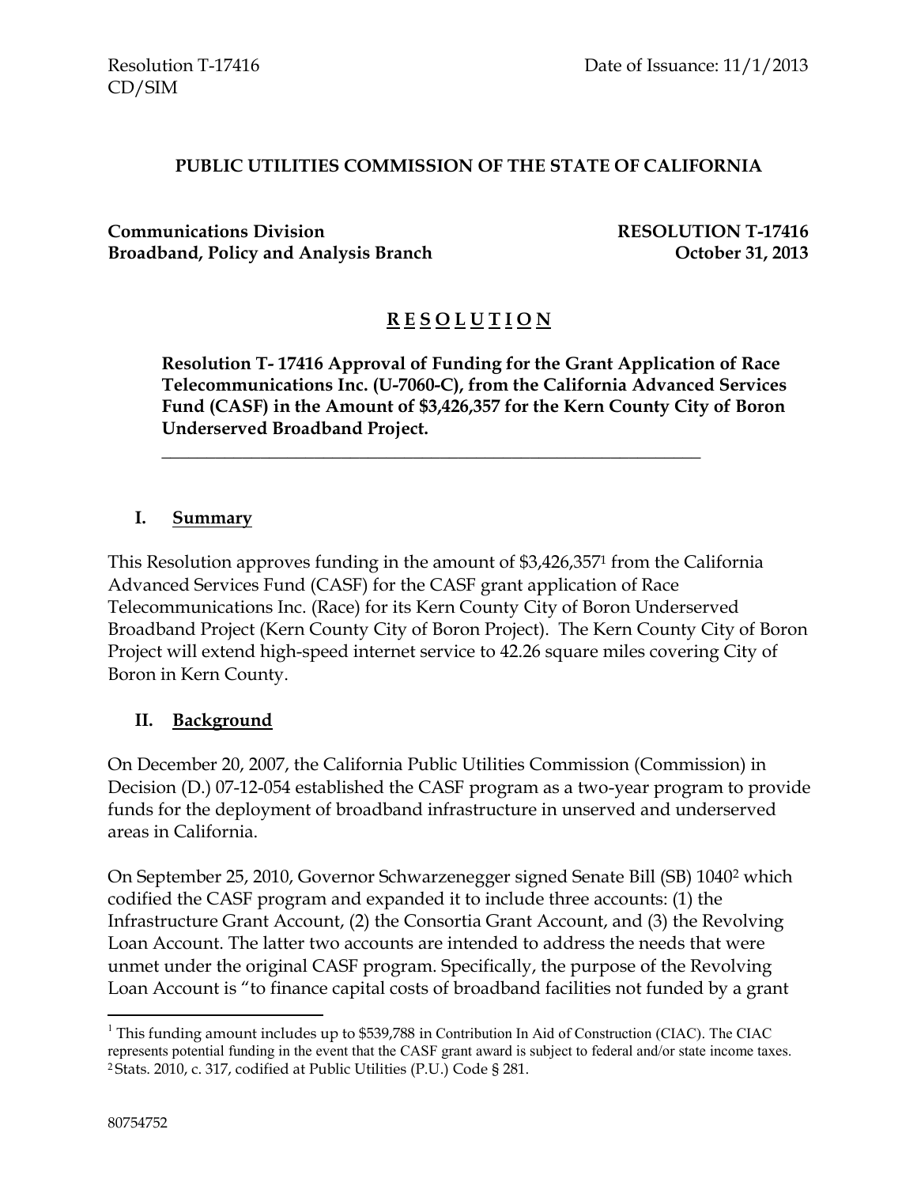Resolution T-17416
CD/SIM

Date of Issuance: 11/1/2013

**PUBLIC UTILITIES COMMISSION OF THE STATE OF CALIFORNIA**

**Communications Division**
**Broadband, Policy and Analysis Branch**

**RESOLUTION T-17416**
**October 31, 2013**

# R E S O L U T I O N

**Resolution T- 17416 Approval of Funding for the Grant Application of Race Telecommunications Inc. (U-7060-C), from the California Advanced Services Fund (CASF) in the Amount of $3,426,357 for the Kern County City of Boron Underserved Broadband Project.**

---

## I. Summary

This Resolution approves funding in the amount of $3,426,357[1] from the California Advanced Services Fund (CASF) for the CASF grant application of Race Telecommunications Inc. (Race) for its Kern County City of Boron Underserved Broadband Project (Kern County City of Boron Project). The Kern County City of Boron Project will extend high-speed internet service to 42.26 square miles covering City of Boron in Kern County.

## II. Background

On December 20, 2007, the California Public Utilities Commission (Commission) in Decision (D.) 07-12-054 established the CASF program as a two-year program to provide funds for the deployment of broadband infrastructure in unserved and underserved areas in California.

On September 25, 2010, Governor Schwarzenegger signed Senate Bill (SB) 1040[2] which codified the CASF program and expanded it to include three accounts: (1) the Infrastructure Grant Account, (2) the Consortia Grant Account, and (3) the Revolving Loan Account. The latter two accounts are intended to address the needs that were unmet under the original CASF program. Specifically, the purpose of the Revolving Loan Account is "to finance capital costs of broadband facilities not funded by a grant

---

[1] This funding amount includes up to $539,788 in Contribution In Aid of Construction (CIAC). The CIAC represents potential funding in the event that the CASF grant award is subject to federal and/or state income taxes.

[2] Stats. 2010, c. 317, codified at Public Utilities (P.U.) Code § 281.

80754752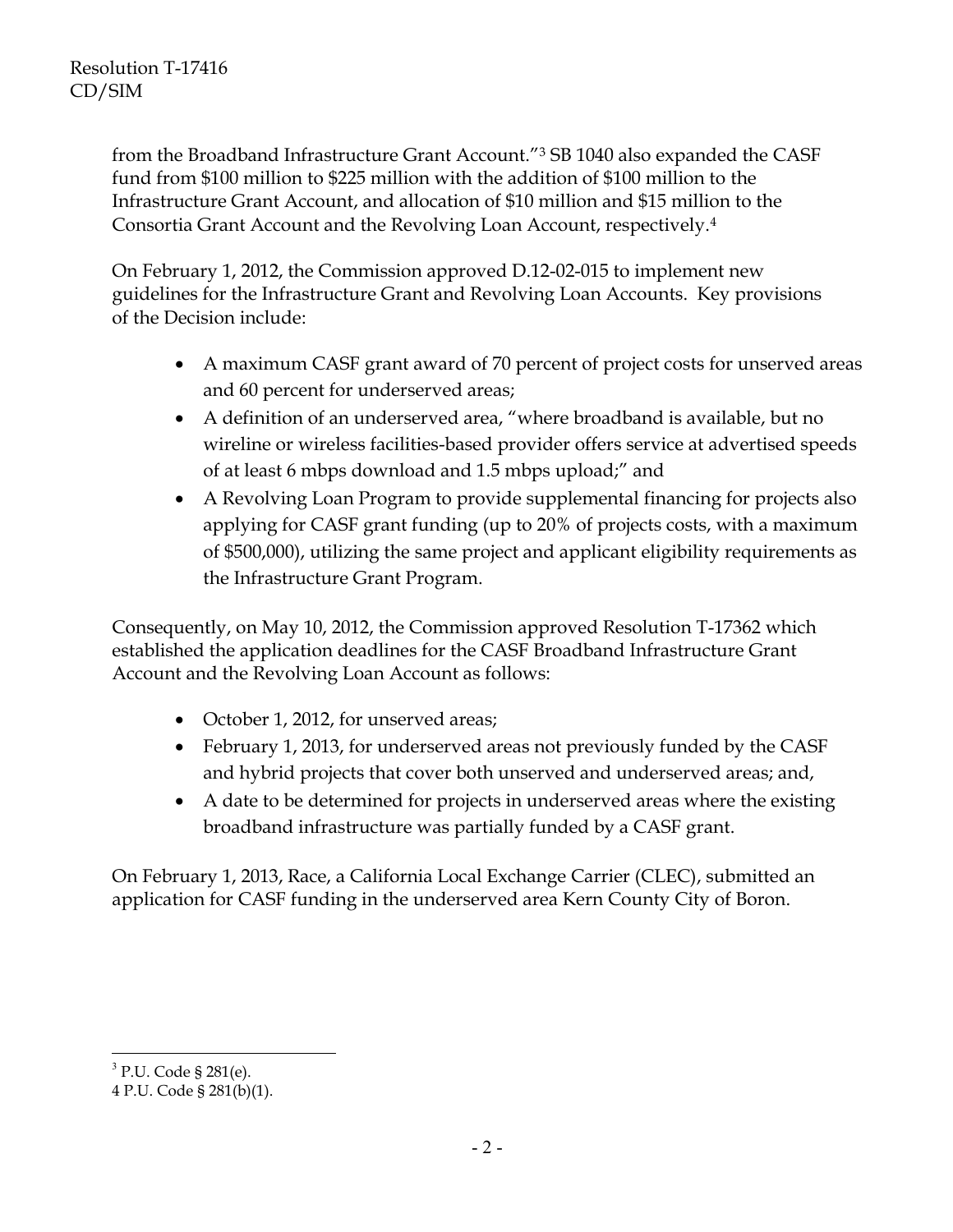from the Broadband Infrastructure Grant Account."[3] SB 1040 also expanded the CASF fund from $100 million to $225 million with the addition of $100 million to the Infrastructure Grant Account, and allocation of $10 million and $15 million to the Consortia Grant Account and the Revolving Loan Account, respectively.[4]

On February 1, 2012, the Commission approved D.12-02-015 to implement new guidelines for the Infrastructure Grant and Revolving Loan Accounts. Key provisions of the Decision include:

- A maximum CASF grant award of 70 percent of project costs for unserved areas and 60 percent for underserved areas;
- A definition of an underserved area, "where broadband is available, but no wireline or wireless facilities-based provider offers service at advertised speeds of at least 6 mbps download and 1.5 mbps upload;" and
- A Revolving Loan Program to provide supplemental financing for projects also applying for CASF grant funding (up to 20% of projects costs, with a maximum of $500,000), utilizing the same project and applicant eligibility requirements as the Infrastructure Grant Program.

Consequently, on May 10, 2012, the Commission approved Resolution T-17362 which established the application deadlines for the CASF Broadband Infrastructure Grant Account and the Revolving Loan Account as follows:

- October 1, 2012, for unserved areas;
- February 1, 2013, for underserved areas not previously funded by the CASF and hybrid projects that cover both unserved and underserved areas; and,
- A date to be determined for projects in underserved areas where the existing broadband infrastructure was partially funded by a CASF grant.

On February 1, 2013, Race, a California Local Exchange Carrier (CLEC), submitted an application for CASF funding in the underserved area Kern County City of Boron.

---

[3] P.U. Code § 281(e).

[4] P.U. Code § 281(b)(1).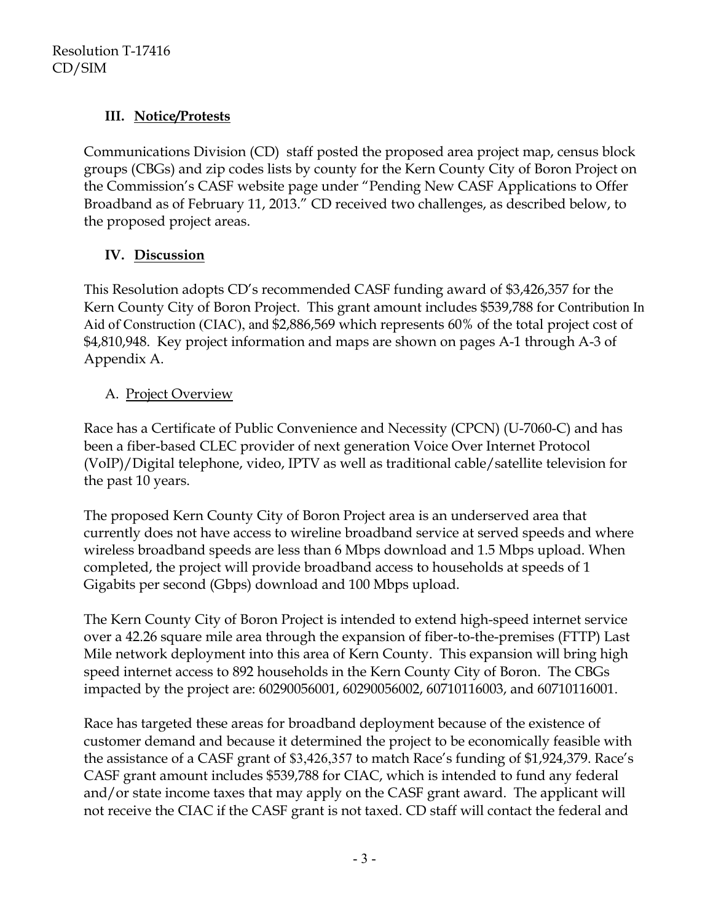## III. Notice/Protests

Communications Division (CD) staff posted the proposed area project map, census block groups (CBGs) and zip codes lists by county for the Kern County City of Boron Project on the Commission's CASF website page under "Pending New CASF Applications to Offer Broadband as of February 11, 2013." CD received two challenges, as described below, to the proposed project areas.

## IV. Discussion

This Resolution adopts CD's recommended CASF funding award of $3,426,357 for the Kern County City of Boron Project. This grant amount includes $539,788 for Contribution In Aid of Construction (CIAC), and $2,886,569 which represents 60% of the total project cost of $4,810,948. Key project information and maps are shown on pages A-1 through A-3 of Appendix A.

### A. Project Overview

Race has a Certificate of Public Convenience and Necessity (CPCN) (U-7060-C) and has been a fiber-based CLEC provider of next generation Voice Over Internet Protocol (VoIP)/Digital telephone, video, IPTV as well as traditional cable/satellite television for the past 10 years.

The proposed Kern County City of Boron Project area is an underserved area that currently does not have access to wireline broadband service at served speeds and where wireless broadband speeds are less than 6 Mbps download and 1.5 Mbps upload. When completed, the project will provide broadband access to households at speeds of 1 Gigabits per second (Gbps) download and 100 Mbps upload.

The Kern County City of Boron Project is intended to extend high-speed internet service over a 42.26 square mile area through the expansion of fiber-to-the-premises (FTTP) Last Mile network deployment into this area of Kern County. This expansion will bring high speed internet access to 892 households in the Kern County City of Boron. The CBGs impacted by the project are: 60290056001, 60290056002, 60710116003, and 60710116001.

Race has targeted these areas for broadband deployment because of the existence of customer demand and because it determined the project to be economically feasible with the assistance of a CASF grant of $3,426,357 to match Race's funding of $1,924,379. Race's CASF grant amount includes $539,788 for CIAC, which is intended to fund any federal and/or state income taxes that may apply on the CASF grant award. The applicant will not receive the CIAC if the CASF grant is not taxed. CD staff will contact the federal and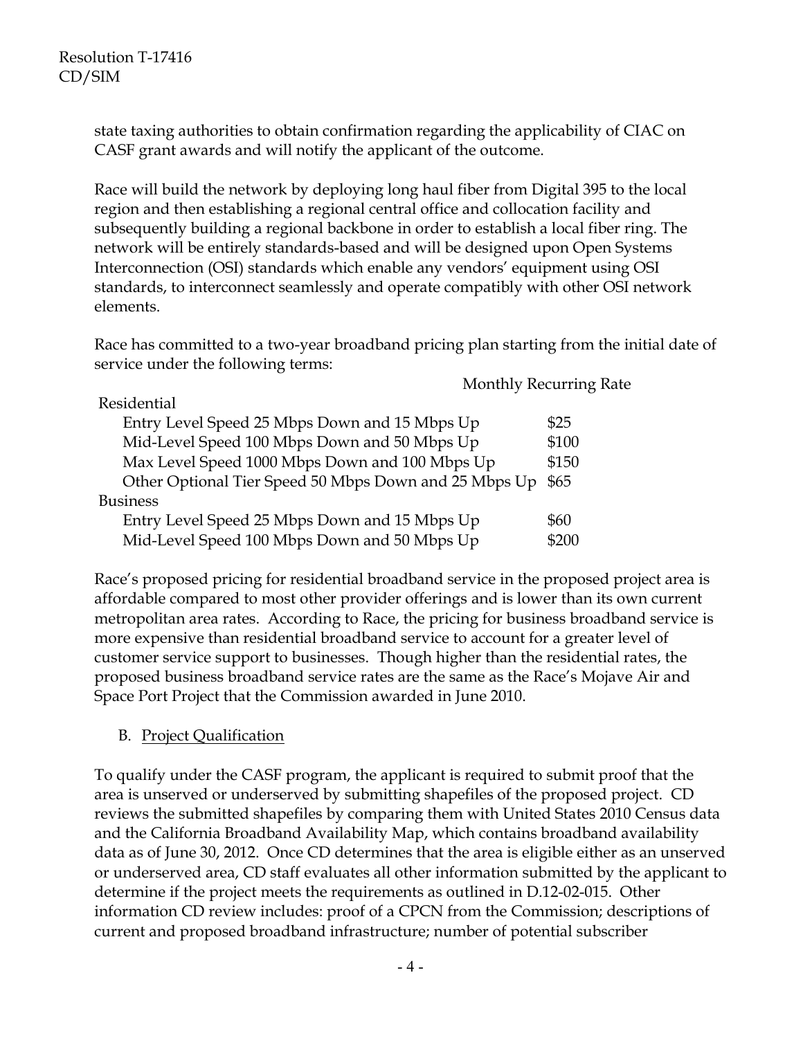state taxing authorities to obtain confirmation regarding the applicability of CIAC on CASF grant awards and will notify the applicant of the outcome.

Race will build the network by deploying long haul fiber from Digital 395 to the local region and then establishing a regional central office and collocation facility and subsequently building a regional backbone in order to establish a local fiber ring. The network will be entirely standards-based and will be designed upon Open Systems Interconnection (OSI) standards which enable any vendors' equipment using OSI standards, to interconnect seamlessly and operate compatibly with other OSI network elements.

Race has committed to a two-year broadband pricing plan starting from the initial date of service under the following terms:

| | Monthly Recurring Rate |
|---|---|
| Residential | |
| Entry Level Speed 25 Mbps Down and 15 Mbps Up | $25 |
| Mid-Level Speed 100 Mbps Down and 50 Mbps Up | $100 |
| Max Level Speed 1000 Mbps Down and 100 Mbps Up | $150 |
| Other Optional Tier Speed 50 Mbps Down and 25 Mbps Up | $65 |
| Business | |
| Entry Level Speed 25 Mbps Down and 15 Mbps Up | $60 |
| Mid-Level Speed 100 Mbps Down and 50 Mbps Up | $200 |

Race's proposed pricing for residential broadband service in the proposed project area is affordable compared to most other provider offerings and is lower than its own current metropolitan area rates. According to Race, the pricing for business broadband service is more expensive than residential broadband service to account for a greater level of customer service support to businesses. Though higher than the residential rates, the proposed business broadband service rates are the same as the Race's Mojave Air and Space Port Project that the Commission awarded in June 2010.

B. <u>Project Qualification</u>

To qualify under the CASF program, the applicant is required to submit proof that the area is unserved or underserved by submitting shapefiles of the proposed project. CD reviews the submitted shapefiles by comparing them with United States 2010 Census data and the California Broadband Availability Map, which contains broadband availability data as of June 30, 2012. Once CD determines that the area is eligible either as an unserved or underserved area, CD staff evaluates all other information submitted by the applicant to determine if the project meets the requirements as outlined in D.12-02-015. Other information CD review includes: proof of a CPCN from the Commission; descriptions of current and proposed broadband infrastructure; number of potential subscriber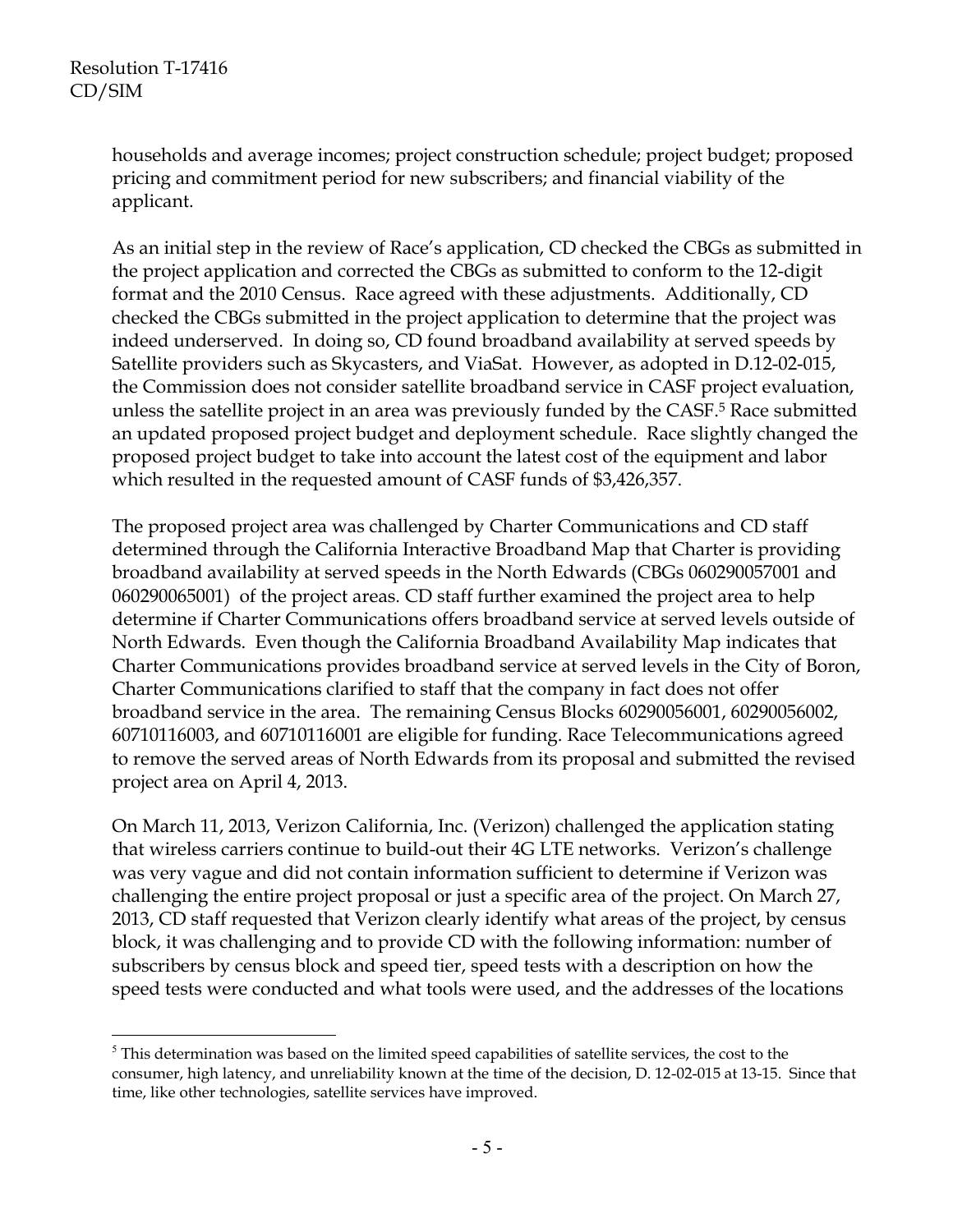households and average incomes; project construction schedule; project budget; proposed pricing and commitment period for new subscribers; and financial viability of the applicant.

As an initial step in the review of Race's application, CD checked the CBGs as submitted in the project application and corrected the CBGs as submitted to conform to the 12-digit format and the 2010 Census. Race agreed with these adjustments. Additionally, CD checked the CBGs submitted in the project application to determine that the project was indeed underserved. In doing so, CD found broadband availability at served speeds by Satellite providers such as Skycasters, and ViaSat. However, as adopted in D.12-02-015, the Commission does not consider satellite broadband service in CASF project evaluation, unless the satellite project in an area was previously funded by the CASF.[5] Race submitted an updated proposed project budget and deployment schedule. Race slightly changed the proposed project budget to take into account the latest cost of the equipment and labor which resulted in the requested amount of CASF funds of $3,426,357.

The proposed project area was challenged by Charter Communications and CD staff determined through the California Interactive Broadband Map that Charter is providing broadband availability at served speeds in the North Edwards (CBGs 060290057001 and 060290065001) of the project areas. CD staff further examined the project area to help determine if Charter Communications offers broadband service at served levels outside of North Edwards. Even though the California Broadband Availability Map indicates that Charter Communications provides broadband service at served levels in the City of Boron, Charter Communications clarified to staff that the company in fact does not offer broadband service in the area. The remaining Census Blocks 60290056001, 60290056002, 60710116003, and 60710116001 are eligible for funding. Race Telecommunications agreed to remove the served areas of North Edwards from its proposal and submitted the revised project area on April 4, 2013.

On March 11, 2013, Verizon California, Inc. (Verizon) challenged the application stating that wireless carriers continue to build-out their 4G LTE networks. Verizon's challenge was very vague and did not contain information sufficient to determine if Verizon was challenging the entire project proposal or just a specific area of the project. On March 27, 2013, CD staff requested that Verizon clearly identify what areas of the project, by census block, it was challenging and to provide CD with the following information: number of subscribers by census block and speed tier, speed tests with a description on how the speed tests were conducted and what tools were used, and the addresses of the locations

---

[5] This determination was based on the limited speed capabilities of satellite services, the cost to the consumer, high latency, and unreliability known at the time of the decision, D. 12-02-015 at 13-15. Since that time, like other technologies, satellite services have improved.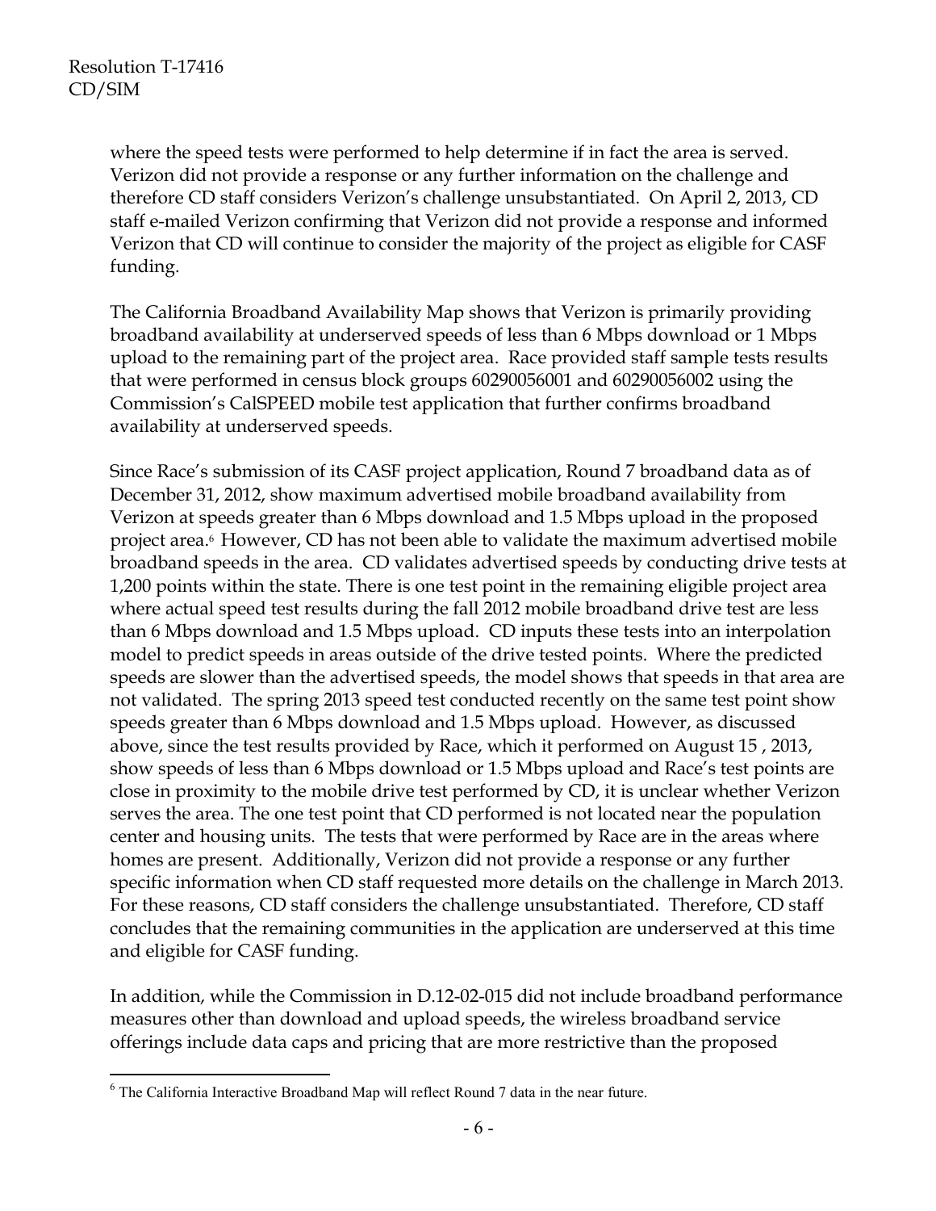where the speed tests were performed to help determine if in fact the area is served. Verizon did not provide a response or any further information on the challenge and therefore CD staff considers Verizon's challenge unsubstantiated. On April 2, 2013, CD staff e-mailed Verizon confirming that Verizon did not provide a response and informed Verizon that CD will continue to consider the majority of the project as eligible for CASF funding.

The California Broadband Availability Map shows that Verizon is primarily providing broadband availability at underserved speeds of less than 6 Mbps download or 1 Mbps upload to the remaining part of the project area. Race provided staff sample tests results that were performed in census block groups 60290056001 and 60290056002 using the Commission's CalSPEED mobile test application that further confirms broadband availability at underserved speeds.

Since Race's submission of its CASF project application, Round 7 broadband data as of December 31, 2012, show maximum advertised mobile broadband availability from Verizon at speeds greater than 6 Mbps download and 1.5 Mbps upload in the proposed project area.[6] However, CD has not been able to validate the maximum advertised mobile broadband speeds in the area. CD validates advertised speeds by conducting drive tests at 1,200 points within the state. There is one test point in the remaining eligible project area where actual speed test results during the fall 2012 mobile broadband drive test are less than 6 Mbps download and 1.5 Mbps upload. CD inputs these tests into an interpolation model to predict speeds in areas outside of the drive tested points. Where the predicted speeds are slower than the advertised speeds, the model shows that speeds in that area are not validated. The spring 2013 speed test conducted recently on the same test point show speeds greater than 6 Mbps download and 1.5 Mbps upload. However, as discussed above, since the test results provided by Race, which it performed on August 15 , 2013, show speeds of less than 6 Mbps download or 1.5 Mbps upload and Race's test points are close in proximity to the mobile drive test performed by CD, it is unclear whether Verizon serves the area. The one test point that CD performed is not located near the population center and housing units. The tests that were performed by Race are in the areas where homes are present. Additionally, Verizon did not provide a response or any further specific information when CD staff requested more details on the challenge in March 2013. For these reasons, CD staff considers the challenge unsubstantiated. Therefore, CD staff concludes that the remaining communities in the application are underserved at this time and eligible for CASF funding.

In addition, while the Commission in D.12-02-015 did not include broadband performance measures other than download and upload speeds, the wireless broadband service offerings include data caps and pricing that are more restrictive than the proposed

[6] The California Interactive Broadband Map will reflect Round 7 data in the near future.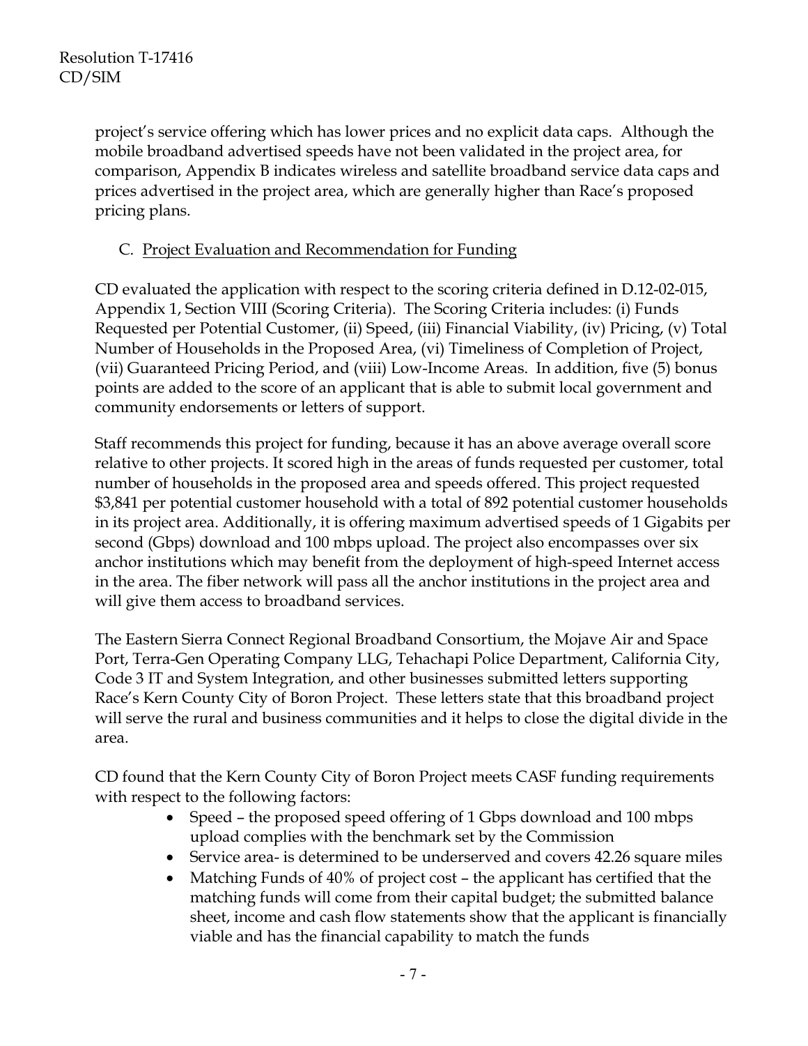project's service offering which has lower prices and no explicit data caps. Although the mobile broadband advertised speeds have not been validated in the project area, for comparison, Appendix B indicates wireless and satellite broadband service data caps and prices advertised in the project area, which are generally higher than Race's proposed pricing plans.

C. Project Evaluation and Recommendation for Funding

CD evaluated the application with respect to the scoring criteria defined in D.12-02-015, Appendix 1, Section VIII (Scoring Criteria). The Scoring Criteria includes: (i) Funds Requested per Potential Customer, (ii) Speed, (iii) Financial Viability, (iv) Pricing, (v) Total Number of Households in the Proposed Area, (vi) Timeliness of Completion of Project, (vii) Guaranteed Pricing Period, and (viii) Low-Income Areas. In addition, five (5) bonus points are added to the score of an applicant that is able to submit local government and community endorsements or letters of support.

Staff recommends this project for funding, because it has an above average overall score relative to other projects. It scored high in the areas of funds requested per customer, total number of households in the proposed area and speeds offered. This project requested $3,841 per potential customer household with a total of 892 potential customer households in its project area. Additionally, it is offering maximum advertised speeds of 1 Gigabits per second (Gbps) download and 100 mbps upload. The project also encompasses over six anchor institutions which may benefit from the deployment of high-speed Internet access in the area. The fiber network will pass all the anchor institutions in the project area and will give them access to broadband services.

The Eastern Sierra Connect Regional Broadband Consortium, the Mojave Air and Space Port, Terra-Gen Operating Company LLG, Tehachapi Police Department, California City, Code 3 IT and System Integration, and other businesses submitted letters supporting Race's Kern County City of Boron Project. These letters state that this broadband project will serve the rural and business communities and it helps to close the digital divide in the area.

CD found that the Kern County City of Boron Project meets CASF funding requirements with respect to the following factors:

- Speed – the proposed speed offering of 1 Gbps download and 100 mbps upload complies with the benchmark set by the Commission
- Service area- is determined to be underserved and covers 42.26 square miles
- Matching Funds of 40% of project cost – the applicant has certified that the matching funds will come from their capital budget; the submitted balance sheet, income and cash flow statements show that the applicant is financially viable and has the financial capability to match the funds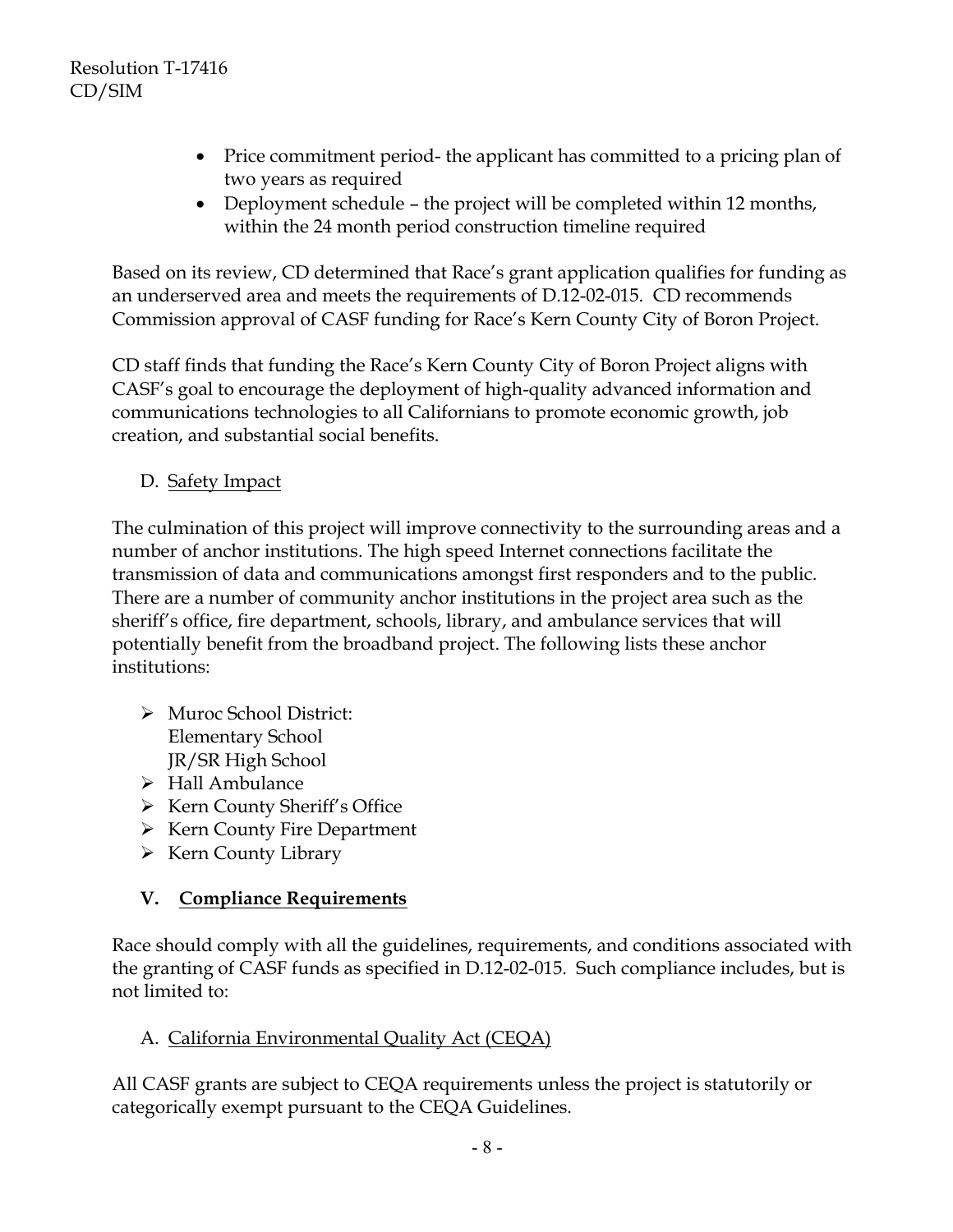- Price commitment period- the applicant has committed to a pricing plan of two years as required
- Deployment schedule – the project will be completed within 12 months, within the 24 month period construction timeline required

Based on its review, CD determined that Race's grant application qualifies for funding as an underserved area and meets the requirements of D.12-02-015. CD recommends Commission approval of CASF funding for Race's Kern County City of Boron Project.

CD staff finds that funding the Race's Kern County City of Boron Project aligns with CASF's goal to encourage the deployment of high-quality advanced information and communications technologies to all Californians to promote economic growth, job creation, and substantial social benefits.

D. Safety Impact

The culmination of this project will improve connectivity to the surrounding areas and a number of anchor institutions. The high speed Internet connections facilitate the transmission of data and communications amongst first responders and to the public. There are a number of community anchor institutions in the project area such as the sheriff's office, fire department, schools, library, and ambulance services that will potentially benefit from the broadband project. The following lists these anchor institutions:

- Muroc School District:
  Elementary School
  JR/SR High School
- Hall Ambulance
- Kern County Sheriff's Office
- Kern County Fire Department
- Kern County Library

## V. Compliance Requirements

Race should comply with all the guidelines, requirements, and conditions associated with the granting of CASF funds as specified in D.12-02-015. Such compliance includes, but is not limited to:

A. California Environmental Quality Act (CEQA)

All CASF grants are subject to CEQA requirements unless the project is statutorily or categorically exempt pursuant to the CEQA Guidelines.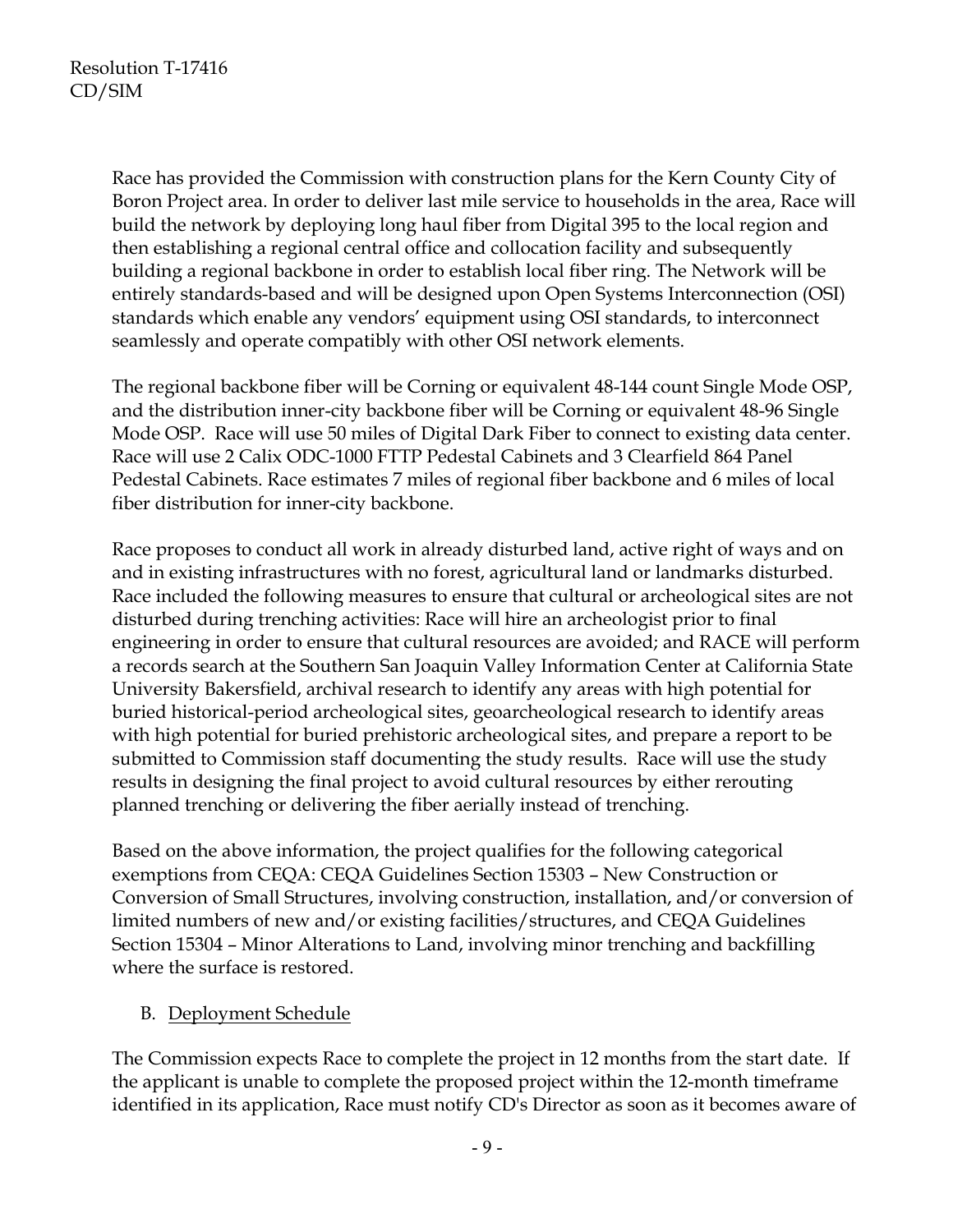Race has provided the Commission with construction plans for the Kern County City of Boron Project area. In order to deliver last mile service to households in the area, Race will build the network by deploying long haul fiber from Digital 395 to the local region and then establishing a regional central office and collocation facility and subsequently building a regional backbone in order to establish local fiber ring. The Network will be entirely standards-based and will be designed upon Open Systems Interconnection (OSI) standards which enable any vendors' equipment using OSI standards, to interconnect seamlessly and operate compatibly with other OSI network elements.

The regional backbone fiber will be Corning or equivalent 48-144 count Single Mode OSP, and the distribution inner-city backbone fiber will be Corning or equivalent 48-96 Single Mode OSP. Race will use 50 miles of Digital Dark Fiber to connect to existing data center. Race will use 2 Calix ODC-1000 FTTP Pedestal Cabinets and 3 Clearfield 864 Panel Pedestal Cabinets. Race estimates 7 miles of regional fiber backbone and 6 miles of local fiber distribution for inner-city backbone.

Race proposes to conduct all work in already disturbed land, active right of ways and on and in existing infrastructures with no forest, agricultural land or landmarks disturbed. Race included the following measures to ensure that cultural or archeological sites are not disturbed during trenching activities: Race will hire an archeologist prior to final engineering in order to ensure that cultural resources are avoided; and RACE will perform a records search at the Southern San Joaquin Valley Information Center at California State University Bakersfield, archival research to identify any areas with high potential for buried historical-period archeological sites, geoarcheological research to identify areas with high potential for buried prehistoric archeological sites, and prepare a report to be submitted to Commission staff documenting the study results. Race will use the study results in designing the final project to avoid cultural resources by either rerouting planned trenching or delivering the fiber aerially instead of trenching.

Based on the above information, the project qualifies for the following categorical exemptions from CEQA: CEQA Guidelines Section 15303 – New Construction or Conversion of Small Structures, involving construction, installation, and/or conversion of limited numbers of new and/or existing facilities/structures, and CEQA Guidelines Section 15304 – Minor Alterations to Land, involving minor trenching and backfilling where the surface is restored.

B. Deployment Schedule

The Commission expects Race to complete the project in 12 months from the start date. If the applicant is unable to complete the proposed project within the 12-month timeframe identified in its application, Race must notify CD's Director as soon as it becomes aware of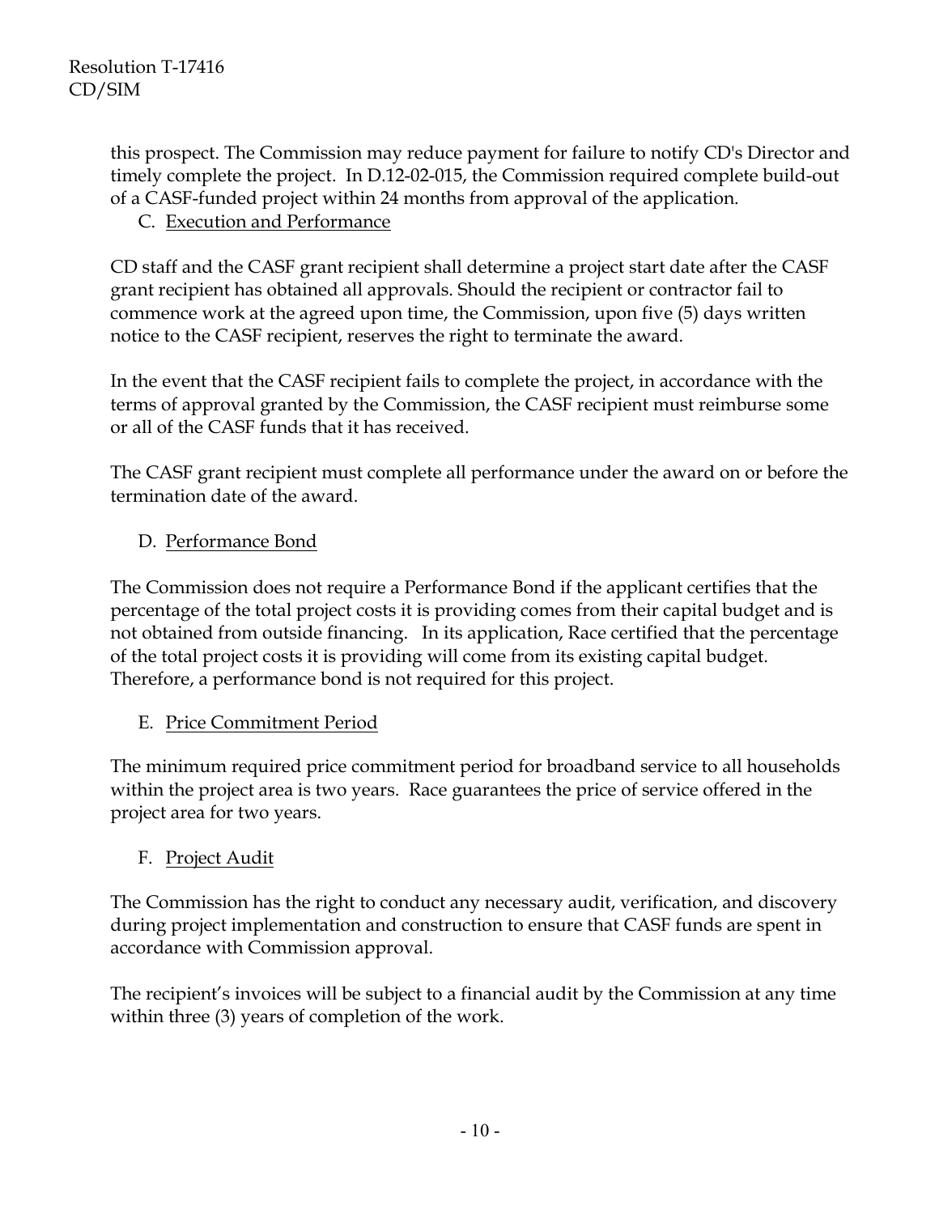this prospect. The Commission may reduce payment for failure to notify CD's Director and timely complete the project. In D.12-02-015, the Commission required complete build-out of a CASF-funded project within 24 months from approval of the application.

C. Execution and Performance

CD staff and the CASF grant recipient shall determine a project start date after the CASF grant recipient has obtained all approvals. Should the recipient or contractor fail to commence work at the agreed upon time, the Commission, upon five (5) days written notice to the CASF recipient, reserves the right to terminate the award.

In the event that the CASF recipient fails to complete the project, in accordance with the terms of approval granted by the Commission, the CASF recipient must reimburse some or all of the CASF funds that it has received.

The CASF grant recipient must complete all performance under the award on or before the termination date of the award.

D. Performance Bond

The Commission does not require a Performance Bond if the applicant certifies that the percentage of the total project costs it is providing comes from their capital budget and is not obtained from outside financing. In its application, Race certified that the percentage of the total project costs it is providing will come from its existing capital budget. Therefore, a performance bond is not required for this project.

E. Price Commitment Period

The minimum required price commitment period for broadband service to all households within the project area is two years. Race guarantees the price of service offered in the project area for two years.

F. Project Audit

The Commission has the right to conduct any necessary audit, verification, and discovery during project implementation and construction to ensure that CASF funds are spent in accordance with Commission approval.

The recipient's invoices will be subject to a financial audit by the Commission at any time within three (3) years of completion of the work.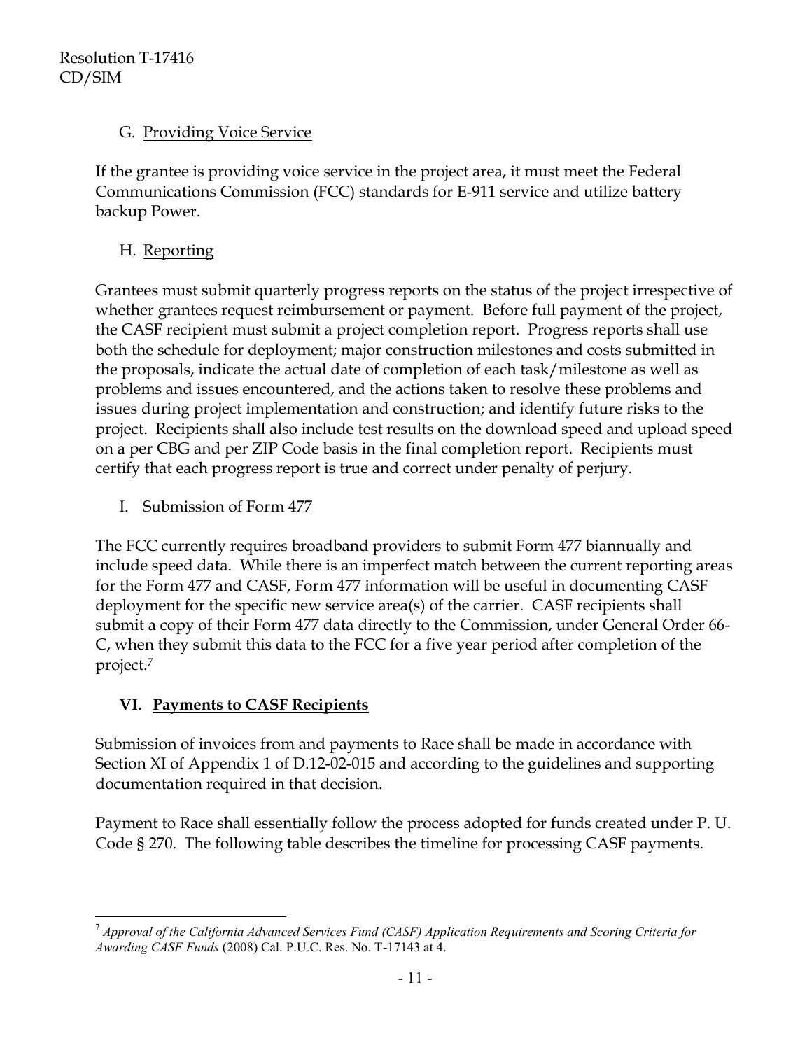### G. Providing Voice Service

If the grantee is providing voice service in the project area, it must meet the Federal Communications Commission (FCC) standards for E-911 service and utilize battery backup Power.

### H. Reporting

Grantees must submit quarterly progress reports on the status of the project irrespective of whether grantees request reimbursement or payment. Before full payment of the project, the CASF recipient must submit a project completion report. Progress reports shall use both the schedule for deployment; major construction milestones and costs submitted in the proposals, indicate the actual date of completion of each task/milestone as well as problems and issues encountered, and the actions taken to resolve these problems and issues during project implementation and construction; and identify future risks to the project. Recipients shall also include test results on the download speed and upload speed on a per CBG and per ZIP Code basis in the final completion report. Recipients must certify that each progress report is true and correct under penalty of perjury.

### I. Submission of Form 477

The FCC currently requires broadband providers to submit Form 477 biannually and include speed data. While there is an imperfect match between the current reporting areas for the Form 477 and CASF, Form 477 information will be useful in documenting CASF deployment for the specific new service area(s) of the carrier. CASF recipients shall submit a copy of their Form 477 data directly to the Commission, under General Order 66-C, when they submit this data to the FCC for a five year period after completion of the project.[7]

## VI. Payments to CASF Recipients

Submission of invoices from and payments to Race shall be made in accordance with Section XI of Appendix 1 of D.12-02-015 and according to the guidelines and supporting documentation required in that decision.

Payment to Race shall essentially follow the process adopted for funds created under P. U. Code § 270. The following table describes the timeline for processing CASF payments.

---

[7] *Approval of the California Advanced Services Fund (CASF) Application Requirements and Scoring Criteria for Awarding CASF Funds* (2008) Cal. P.U.C. Res. No. T-17143 at 4.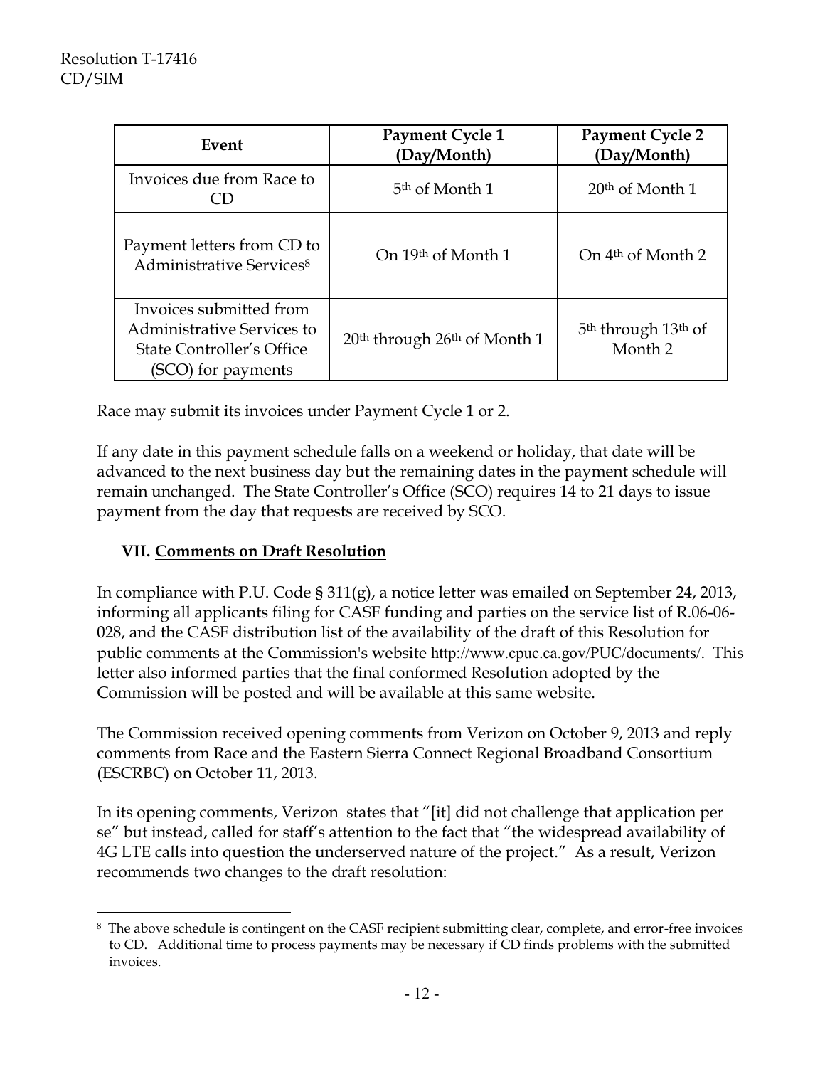| Event | Payment Cycle 1 (Day/Month) | Payment Cycle 2 (Day/Month) |
|---|---|---|
| Invoices due from Race to CD | 5th of Month 1 | 20th of Month 1 |
| Payment letters from CD to Administrative Services[8] | On 19th of Month 1 | On 4th of Month 2 |
| Invoices submitted from Administrative Services to State Controller's Office (SCO) for payments | 20th through 26th of Month 1 | 5th through 13th of Month 2 |

Race may submit its invoices under Payment Cycle 1 or 2.

If any date in this payment schedule falls on a weekend or holiday, that date will be advanced to the next business day but the remaining dates in the payment schedule will remain unchanged. The State Controller's Office (SCO) requires 14 to 21 days to issue payment from the day that requests are received by SCO.

## VII. Comments on Draft Resolution

In compliance with P.U. Code § 311(g), a notice letter was emailed on September 24, 2013, informing all applicants filing for CASF funding and parties on the service list of R.06-06-028, and the CASF distribution list of the availability of the draft of this Resolution for public comments at the Commission's website http://www.cpuc.ca.gov/PUC/documents/. This letter also informed parties that the final conformed Resolution adopted by the Commission will be posted and will be available at this same website.

The Commission received opening comments from Verizon on October 9, 2013 and reply comments from Race and the Eastern Sierra Connect Regional Broadband Consortium (ESCRBC) on October 11, 2013.

In its opening comments, Verizon states that "[it] did not challenge that application per se" but instead, called for staff's attention to the fact that "the widespread availability of 4G LTE calls into question the underserved nature of the project." As a result, Verizon recommends two changes to the draft resolution:

[8] The above schedule is contingent on the CASF recipient submitting clear, complete, and error-free invoices to CD. Additional time to process payments may be necessary if CD finds problems with the submitted invoices.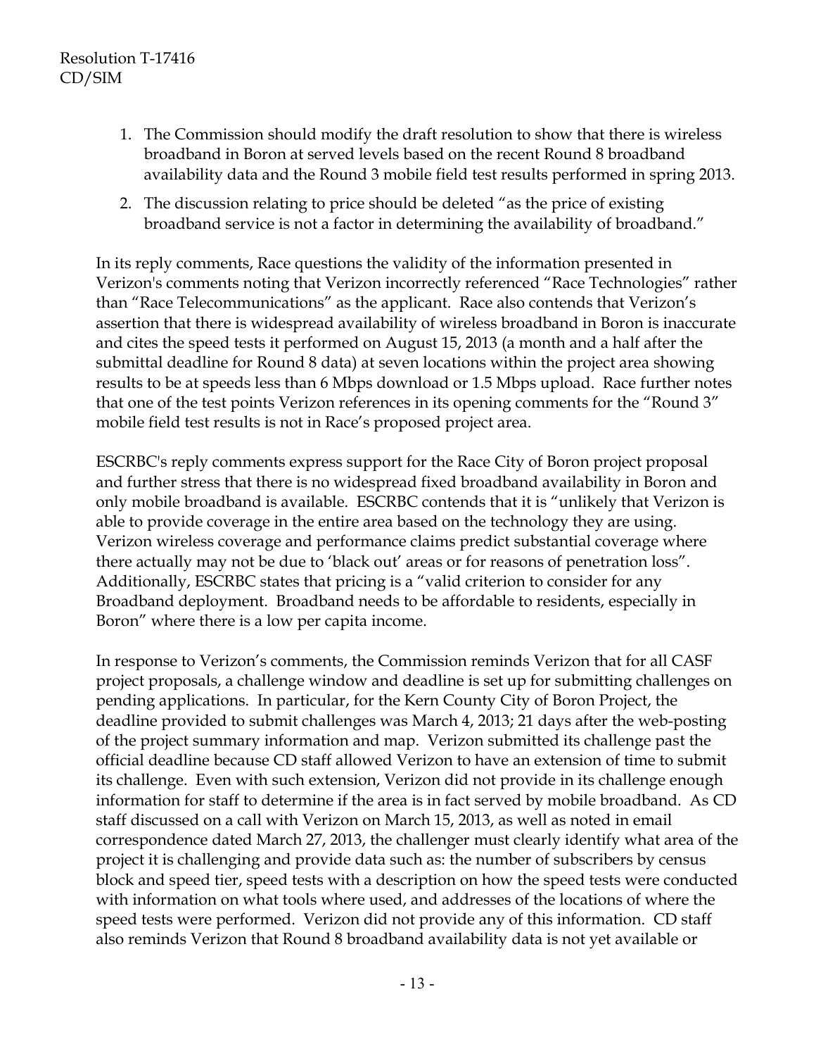1. The Commission should modify the draft resolution to show that there is wireless broadband in Boron at served levels based on the recent Round 8 broadband availability data and the Round 3 mobile field test results performed in spring 2013.
2. The discussion relating to price should be deleted "as the price of existing broadband service is not a factor in determining the availability of broadband."

In its reply comments, Race questions the validity of the information presented in Verizon's comments noting that Verizon incorrectly referenced "Race Technologies" rather than "Race Telecommunications" as the applicant. Race also contends that Verizon's assertion that there is widespread availability of wireless broadband in Boron is inaccurate and cites the speed tests it performed on August 15, 2013 (a month and a half after the submittal deadline for Round 8 data) at seven locations within the project area showing results to be at speeds less than 6 Mbps download or 1.5 Mbps upload. Race further notes that one of the test points Verizon references in its opening comments for the "Round 3" mobile field test results is not in Race's proposed project area.

ESCRBC's reply comments express support for the Race City of Boron project proposal and further stress that there is no widespread fixed broadband availability in Boron and only mobile broadband is available. ESCRBC contends that it is "unlikely that Verizon is able to provide coverage in the entire area based on the technology they are using. Verizon wireless coverage and performance claims predict substantial coverage where there actually may not be due to 'black out' areas or for reasons of penetration loss". Additionally, ESCRBC states that pricing is a "valid criterion to consider for any Broadband deployment. Broadband needs to be affordable to residents, especially in Boron" where there is a low per capita income.

In response to Verizon's comments, the Commission reminds Verizon that for all CASF project proposals, a challenge window and deadline is set up for submitting challenges on pending applications. In particular, for the Kern County City of Boron Project, the deadline provided to submit challenges was March 4, 2013; 21 days after the web-posting of the project summary information and map. Verizon submitted its challenge past the official deadline because CD staff allowed Verizon to have an extension of time to submit its challenge. Even with such extension, Verizon did not provide in its challenge enough information for staff to determine if the area is in fact served by mobile broadband. As CD staff discussed on a call with Verizon on March 15, 2013, as well as noted in email correspondence dated March 27, 2013, the challenger must clearly identify what area of the project it is challenging and provide data such as: the number of subscribers by census block and speed tier, speed tests with a description on how the speed tests were conducted with information on what tools where used, and addresses of the locations of where the speed tests were performed. Verizon did not provide any of this information. CD staff also reminds Verizon that Round 8 broadband availability data is not yet available or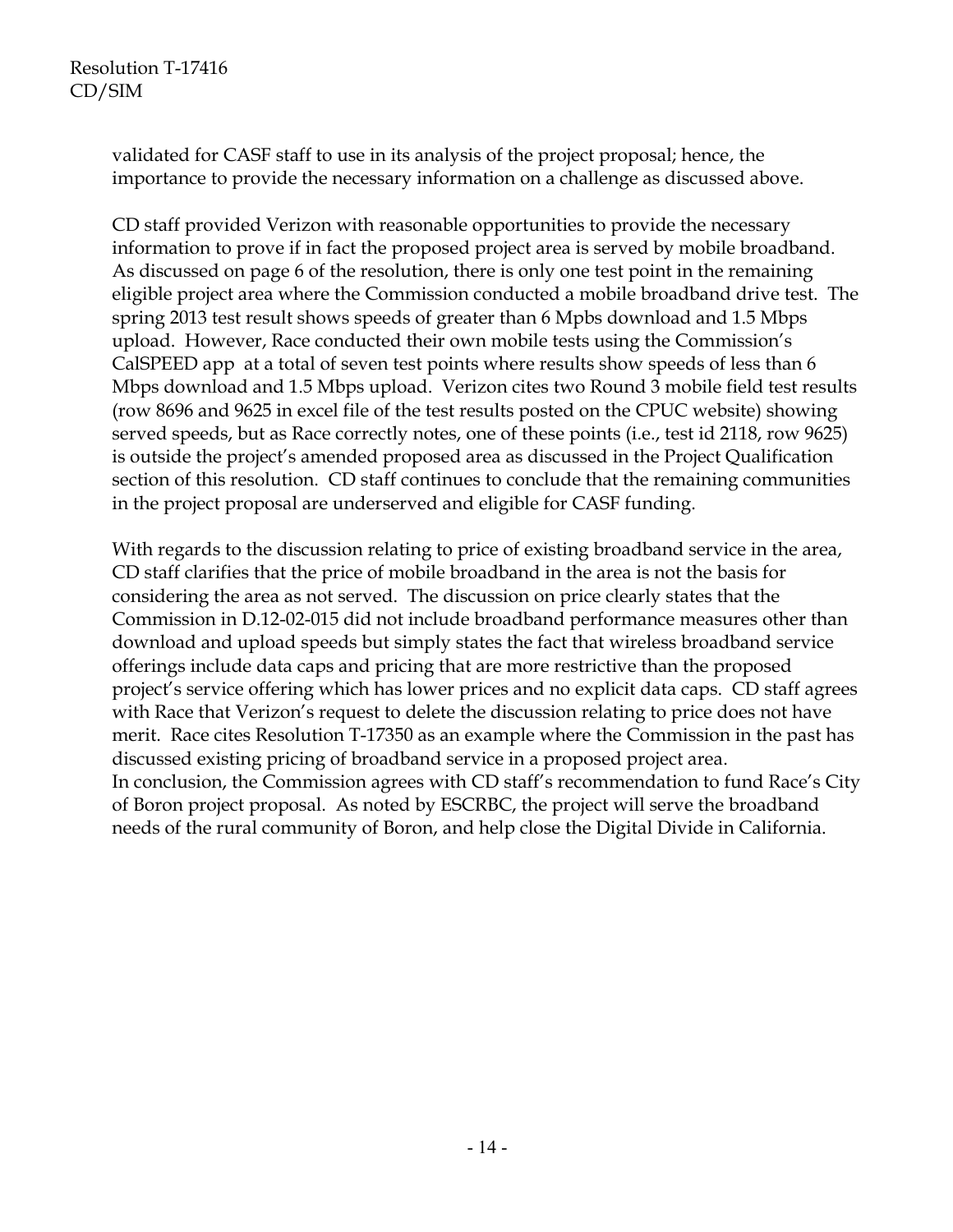validated for CASF staff to use in its analysis of the project proposal; hence, the importance to provide the necessary information on a challenge as discussed above.

CD staff provided Verizon with reasonable opportunities to provide the necessary information to prove if in fact the proposed project area is served by mobile broadband. As discussed on page 6 of the resolution, there is only one test point in the remaining eligible project area where the Commission conducted a mobile broadband drive test. The spring 2013 test result shows speeds of greater than 6 Mpbs download and 1.5 Mbps upload. However, Race conducted their own mobile tests using the Commission's CalSPEED app at a total of seven test points where results show speeds of less than 6 Mbps download and 1.5 Mbps upload. Verizon cites two Round 3 mobile field test results (row 8696 and 9625 in excel file of the test results posted on the CPUC website) showing served speeds, but as Race correctly notes, one of these points (i.e., test id 2118, row 9625) is outside the project's amended proposed area as discussed in the Project Qualification section of this resolution. CD staff continues to conclude that the remaining communities in the project proposal are underserved and eligible for CASF funding.

With regards to the discussion relating to price of existing broadband service in the area, CD staff clarifies that the price of mobile broadband in the area is not the basis for considering the area as not served. The discussion on price clearly states that the Commission in D.12-02-015 did not include broadband performance measures other than download and upload speeds but simply states the fact that wireless broadband service offerings include data caps and pricing that are more restrictive than the proposed project's service offering which has lower prices and no explicit data caps. CD staff agrees with Race that Verizon's request to delete the discussion relating to price does not have merit. Race cites Resolution T-17350 as an example where the Commission in the past has discussed existing pricing of broadband service in a proposed project area.
In conclusion, the Commission agrees with CD staff's recommendation to fund Race's City of Boron project proposal. As noted by ESCRBC, the project will serve the broadband needs of the rural community of Boron, and help close the Digital Divide in California.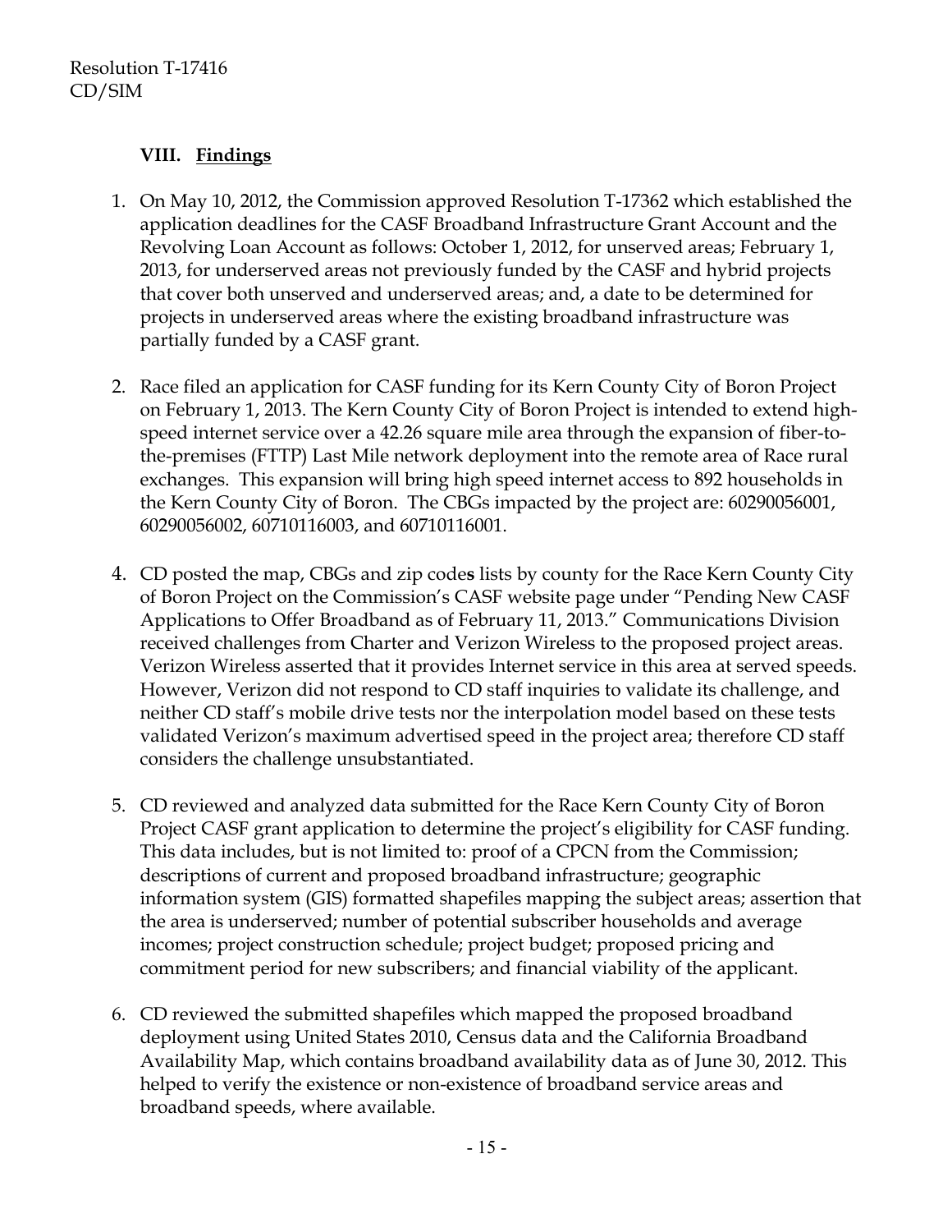## VIII. Findings

1. On May 10, 2012, the Commission approved Resolution T-17362 which established the application deadlines for the CASF Broadband Infrastructure Grant Account and the Revolving Loan Account as follows: October 1, 2012, for unserved areas; February 1, 2013, for underserved areas not previously funded by the CASF and hybrid projects that cover both unserved and underserved areas; and, a date to be determined for projects in underserved areas where the existing broadband infrastructure was partially funded by a CASF grant.

2. Race filed an application for CASF funding for its Kern County City of Boron Project on February 1, 2013. The Kern County City of Boron Project is intended to extend high-speed internet service over a 42.26 square mile area through the expansion of fiber-to-the-premises (FTTP) Last Mile network deployment into the remote area of Race rural exchanges. This expansion will bring high speed internet access to 892 households in the Kern County City of Boron. The CBGs impacted by the project are: 60290056001, 60290056002, 60710116003, and 60710116001.

4. CD posted the map, CBGs and zip codes lists by county for the Race Kern County City of Boron Project on the Commission's CASF website page under "Pending New CASF Applications to Offer Broadband as of February 11, 2013." Communications Division received challenges from Charter and Verizon Wireless to the proposed project areas. Verizon Wireless asserted that it provides Internet service in this area at served speeds. However, Verizon did not respond to CD staff inquiries to validate its challenge, and neither CD staff's mobile drive tests nor the interpolation model based on these tests validated Verizon's maximum advertised speed in the project area; therefore CD staff considers the challenge unsubstantiated.

5. CD reviewed and analyzed data submitted for the Race Kern County City of Boron Project CASF grant application to determine the project's eligibility for CASF funding. This data includes, but is not limited to: proof of a CPCN from the Commission; descriptions of current and proposed broadband infrastructure; geographic information system (GIS) formatted shapefiles mapping the subject areas; assertion that the area is underserved; number of potential subscriber households and average incomes; project construction schedule; project budget; proposed pricing and commitment period for new subscribers; and financial viability of the applicant.

6. CD reviewed the submitted shapefiles which mapped the proposed broadband deployment using United States 2010, Census data and the California Broadband Availability Map, which contains broadband availability data as of June 30, 2012. This helped to verify the existence or non-existence of broadband service areas and broadband speeds, where available.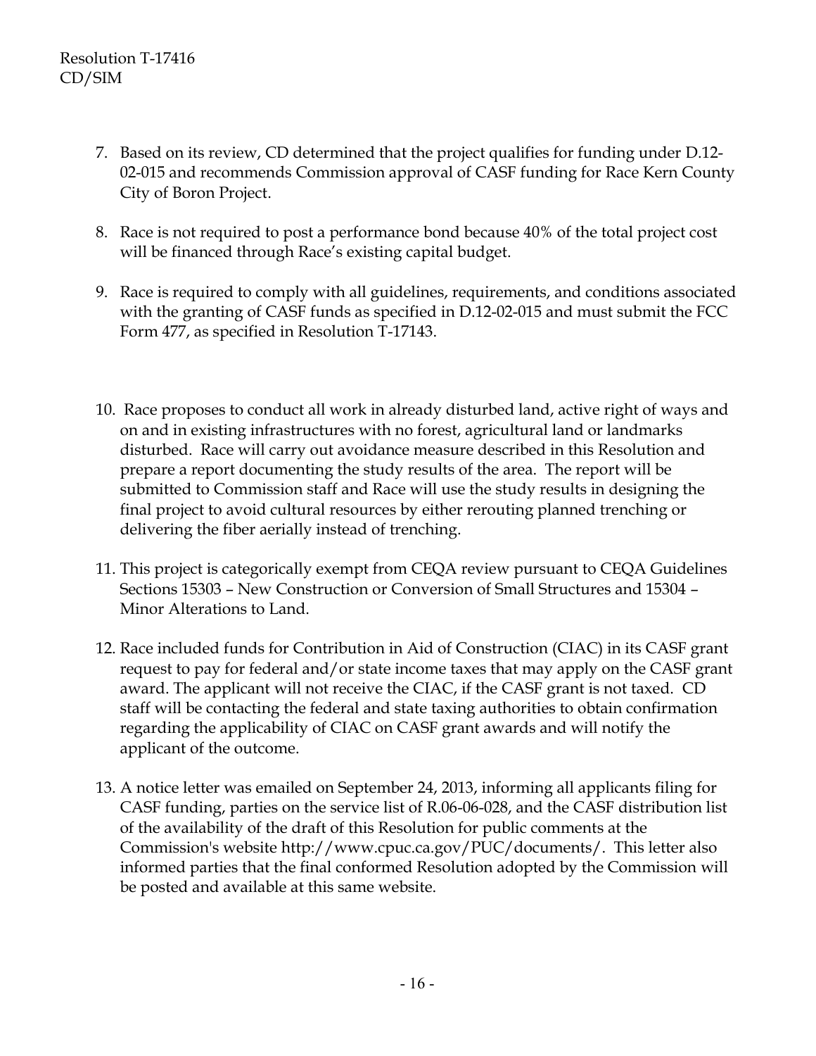7. Based on its review, CD determined that the project qualifies for funding under D.12-02-015 and recommends Commission approval of CASF funding for Race Kern County City of Boron Project.

8. Race is not required to post a performance bond because 40% of the total project cost will be financed through Race's existing capital budget.

9. Race is required to comply with all guidelines, requirements, and conditions associated with the granting of CASF funds as specified in D.12-02-015 and must submit the FCC Form 477, as specified in Resolution T-17143.

10. Race proposes to conduct all work in already disturbed land, active right of ways and on and in existing infrastructures with no forest, agricultural land or landmarks disturbed. Race will carry out avoidance measure described in this Resolution and prepare a report documenting the study results of the area. The report will be submitted to Commission staff and Race will use the study results in designing the final project to avoid cultural resources by either rerouting planned trenching or delivering the fiber aerially instead of trenching.

11. This project is categorically exempt from CEQA review pursuant to CEQA Guidelines Sections 15303 – New Construction or Conversion of Small Structures and 15304 – Minor Alterations to Land.

12. Race included funds for Contribution in Aid of Construction (CIAC) in its CASF grant request to pay for federal and/or state income taxes that may apply on the CASF grant award. The applicant will not receive the CIAC, if the CASF grant is not taxed. CD staff will be contacting the federal and state taxing authorities to obtain confirmation regarding the applicability of CIAC on CASF grant awards and will notify the applicant of the outcome.

13. A notice letter was emailed on September 24, 2013, informing all applicants filing for CASF funding, parties on the service list of R.06-06-028, and the CASF distribution list of the availability of the draft of this Resolution for public comments at the Commission's website http://www.cpuc.ca.gov/PUC/documents/. This letter also informed parties that the final conformed Resolution adopted by the Commission will be posted and available at this same website.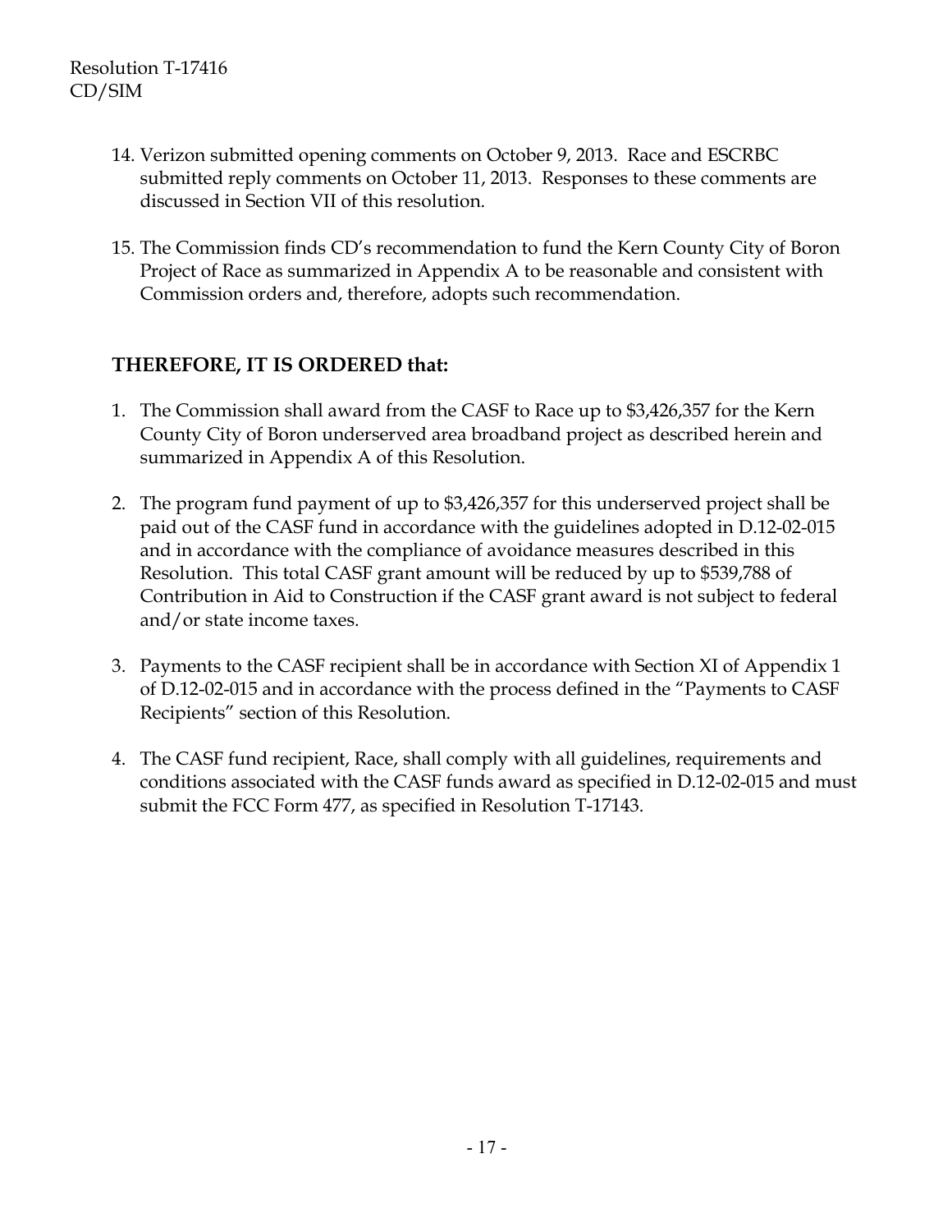14. Verizon submitted opening comments on October 9, 2013. Race and ESCRBC submitted reply comments on October 11, 2013. Responses to these comments are discussed in Section VII of this resolution.

15. The Commission finds CD's recommendation to fund the Kern County City of Boron Project of Race as summarized in Appendix A to be reasonable and consistent with Commission orders and, therefore, adopts such recommendation.

## THEREFORE, IT IS ORDERED that:

1. The Commission shall award from the CASF to Race up to $3,426,357 for the Kern County City of Boron underserved area broadband project as described herein and summarized in Appendix A of this Resolution.

2. The program fund payment of up to $3,426,357 for this underserved project shall be paid out of the CASF fund in accordance with the guidelines adopted in D.12-02-015 and in accordance with the compliance of avoidance measures described in this Resolution. This total CASF grant amount will be reduced by up to $539,788 of Contribution in Aid to Construction if the CASF grant award is not subject to federal and/or state income taxes.

3. Payments to the CASF recipient shall be in accordance with Section XI of Appendix 1 of D.12-02-015 and in accordance with the process defined in the "Payments to CASF Recipients" section of this Resolution.

4. The CASF fund recipient, Race, shall comply with all guidelines, requirements and conditions associated with the CASF funds award as specified in D.12-02-015 and must submit the FCC Form 477, as specified in Resolution T-17143.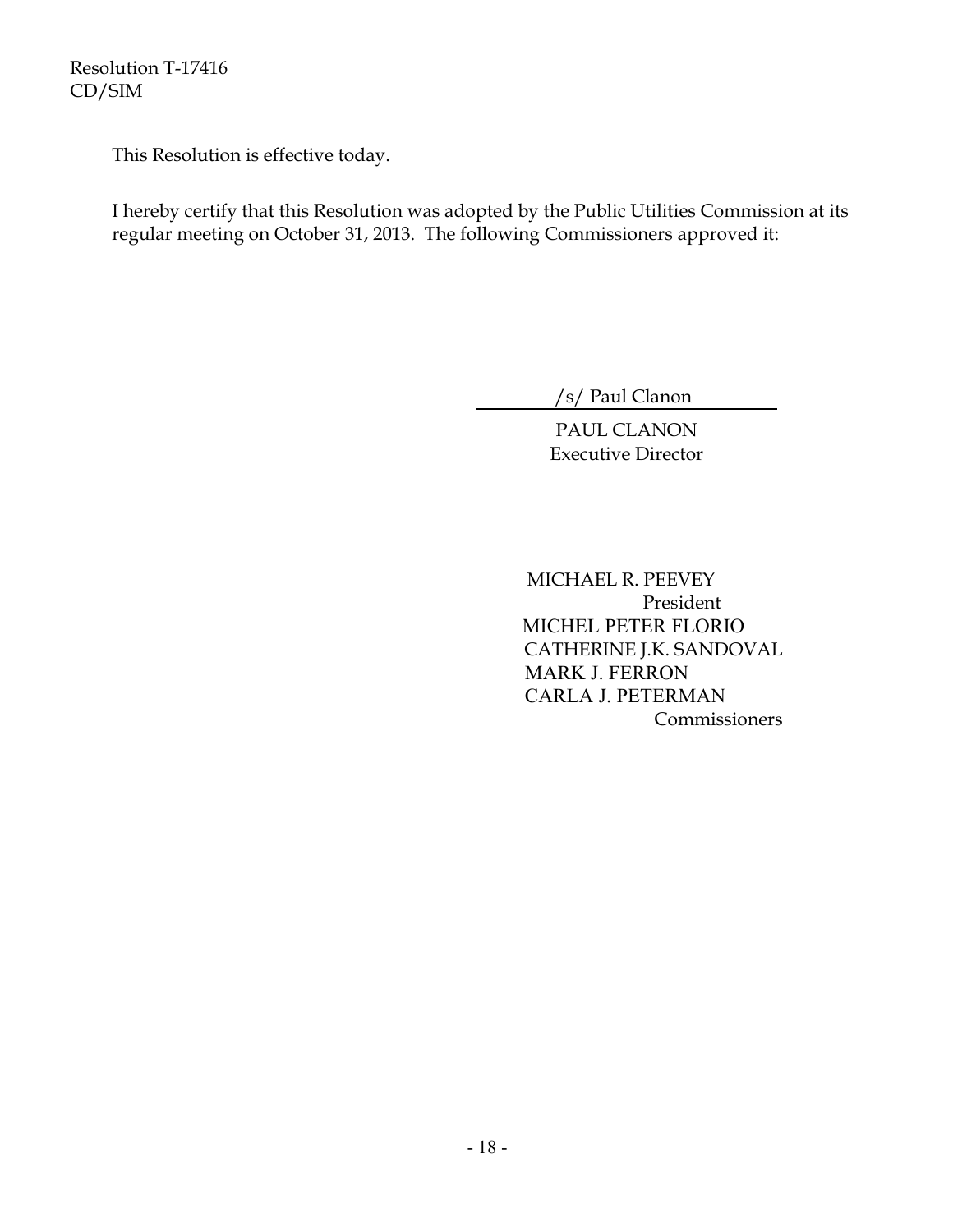This Resolution is effective today.

I hereby certify that this Resolution was adopted by the Public Utilities Commission at its regular meeting on October 31, 2013. The following Commissioners approved it:

/s/ Paul Clanon

PAUL CLANON
Executive Director

MICHAEL R. PEEVEY
President
MICHEL PETER FLORIO
CATHERINE J.K. SANDOVAL
MARK J. FERRON
CARLA J. PETERMAN
Commissioners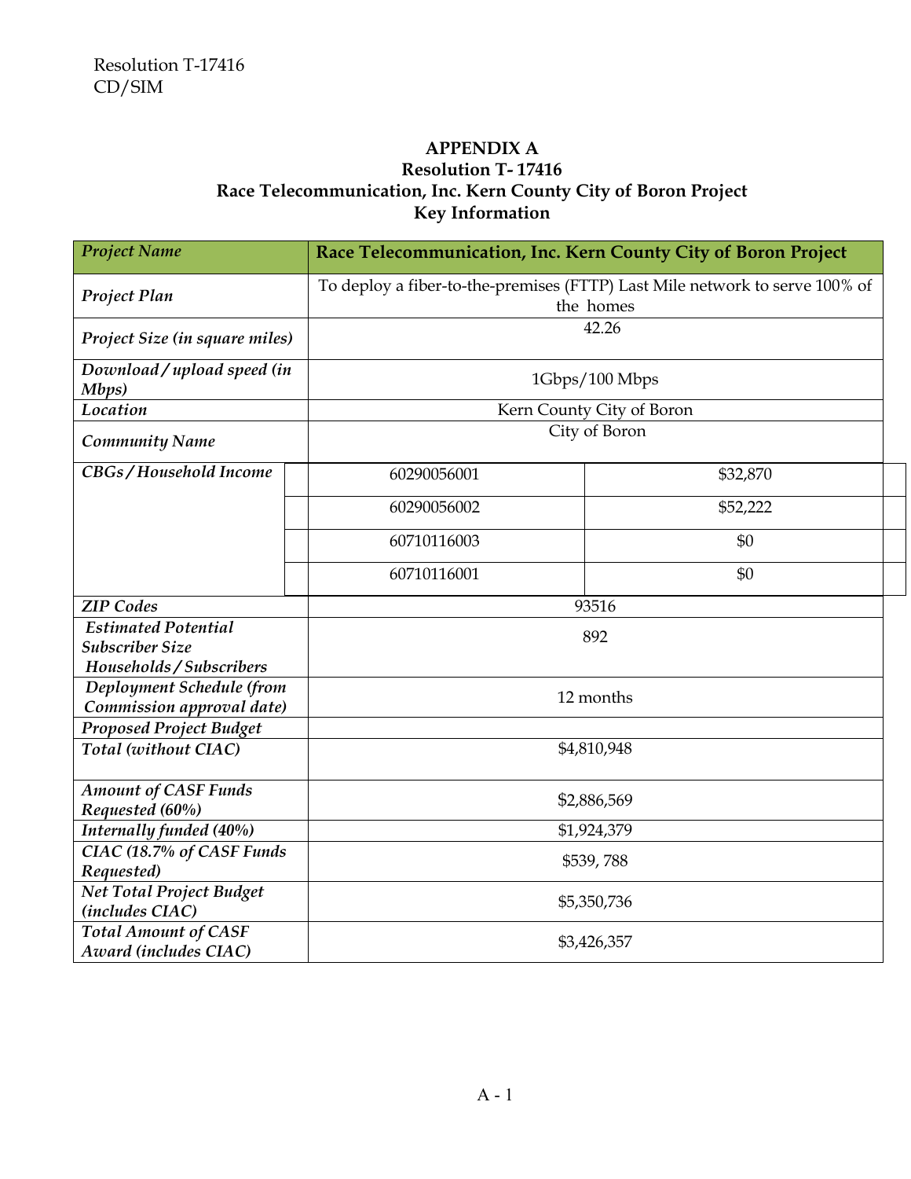Resolution T-17416
CD/SIM

**APPENDIX A**
**Resolution T- 17416**
**Race Telecommunication, Inc. Kern County City of Boron Project**
**Key Information**

| *Project Name* | **Race Telecommunication, Inc. Kern County City of Boron Project** | |
|---|---|---|
| *Project Plan* | To deploy a fiber-to-the-premises (FTTP) Last Mile network to serve 100% of the homes | |
| *Project Size (in square miles)* | 42.26 | |
| *Download / upload speed (in Mbps)* | 1Gbps/100 Mbps | |
| *Location* | Kern County City of Boron | |
| *Community Name* | City of Boron | |
| *CBGs / Household Income* | 60290056001 | $32,870 |
| | 60290056002 | $52,222 |
| | 60710116003 | $0 |
| | 60710116001 | $0 |
| *ZIP Codes* | 93516 | |
| *Estimated Potential Subscriber Size Households / Subscribers* | 892 | |
| *Deployment Schedule (from Commission approval date)* | 12 months | |
| *Proposed Project Budget* | | |
| *Total (without CIAC)* | $4,810,948 | |
| *Amount of CASF Funds Requested (60%)* | $2,886,569 | |
| *Internally funded (40%)* | $1,924,379 | |
| *CIAC (18.7% of CASF Funds Requested)* | $539, 788 | |
| *Net Total Project Budget (includes CIAC)* | $5,350,736 | |
| *Total Amount of CASF Award (includes CIAC)* | $3,426,357 | |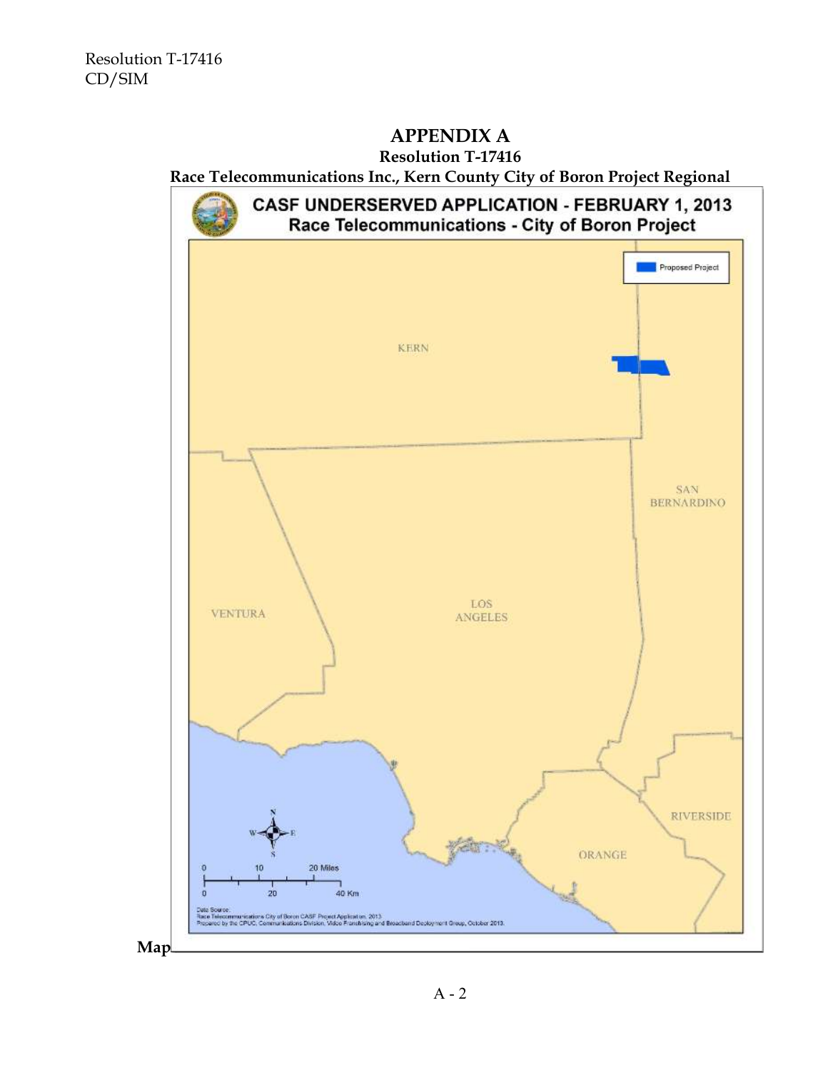# APPENDIX A

**Resolution T-17416**

**Race Telecommunications Inc., Kern County City of Boron Project Regional Map**

CASF UNDERSERVED APPLICATION - FEBRUARY 1, 2013
Race Telecommunications - City of Boron Project

Proposed Project

KERN

SAN BERNARDINO

VENTURA

LOS ANGELES

RIVERSIDE

ORANGE

N W E S

0 10 20 Miles

0 20 40 Km

Data Source:
Race Telecommunications City of Boron CASF Project Application, 2013
Prepared by the CPUC, Communications Division, Video Franchising and Broadband Deployment Group, October 2013.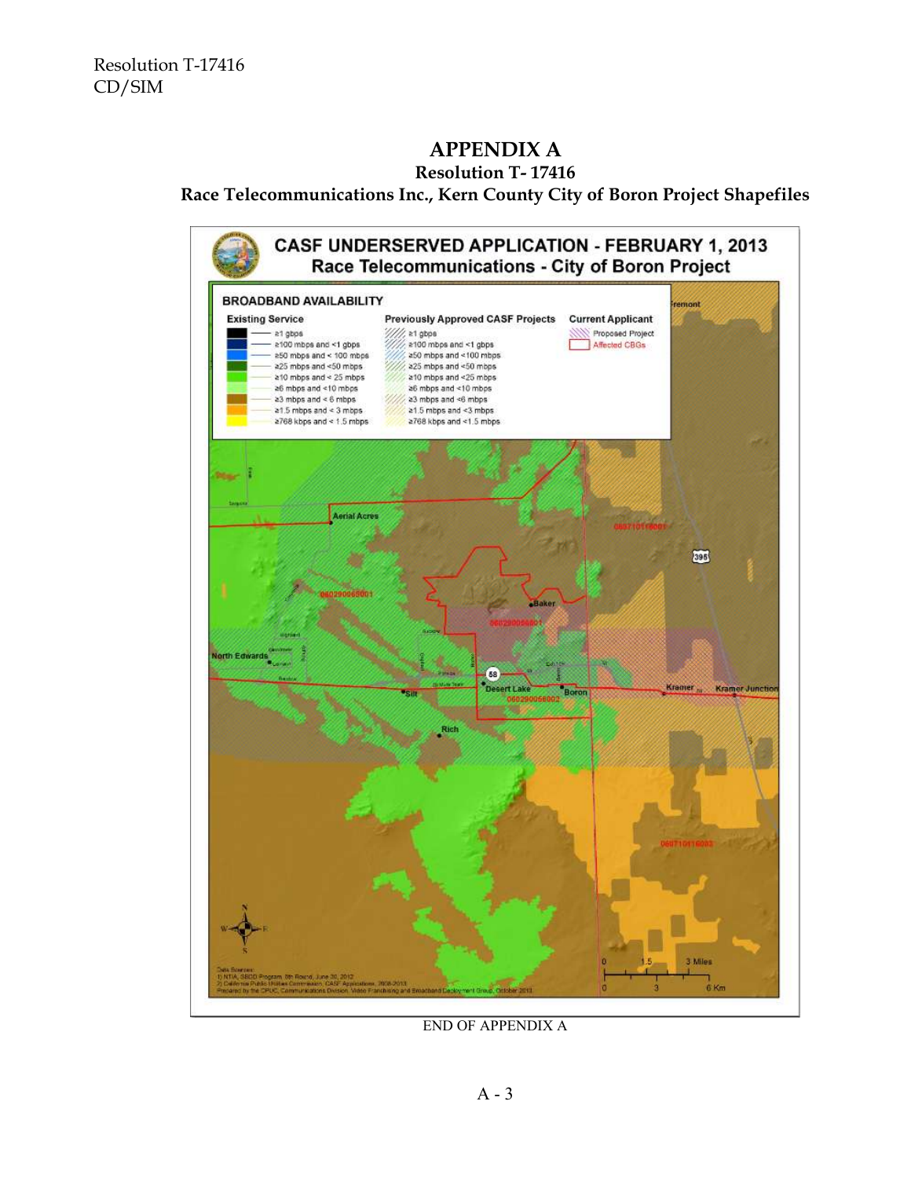# APPENDIX A

## Resolution T- 17416

## Race Telecommunications Inc., Kern County City of Boron Project Shapefiles

END OF APPENDIX A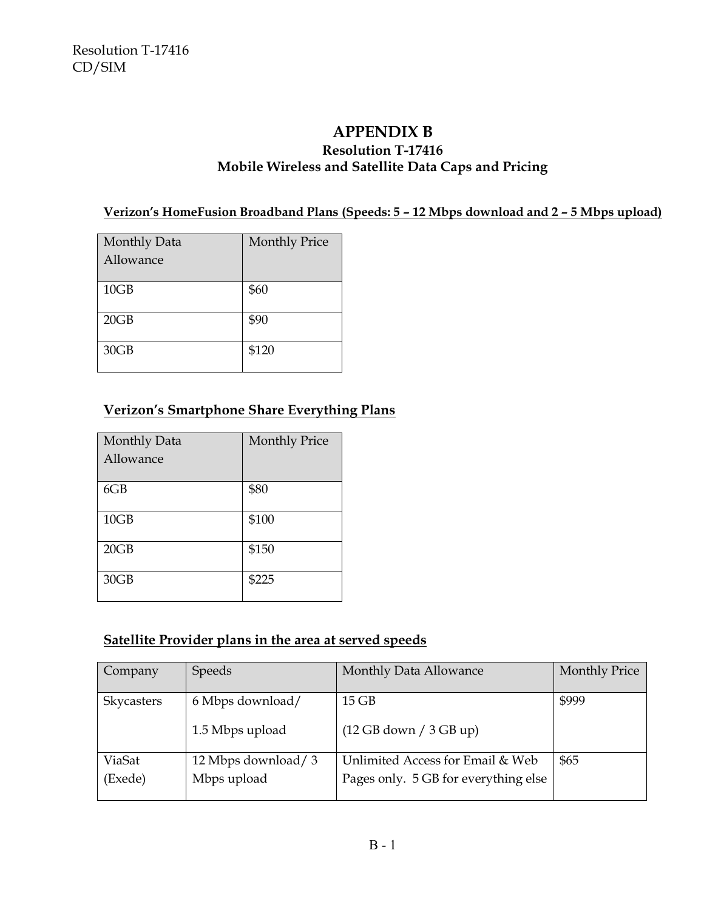# APPENDIX B

## Resolution T-17416

## Mobile Wireless and Satellite Data Caps and Pricing

**Verizon's HomeFusion Broadband Plans (Speeds: 5 – 12 Mbps download and 2 – 5 Mbps upload)**

| Monthly Data Allowance | Monthly Price |
|---|---|
| 10GB | $60 |
| 20GB | $90 |
| 30GB | $120 |

**Verizon's Smartphone Share Everything Plans**

| Monthly Data Allowance | Monthly Price |
|---|---|
| 6GB | $80 |
| 10GB | $100 |
| 20GB | $150 |
| 30GB | $225 |

**Satellite Provider plans in the area at served speeds**

| Company | Speeds | Monthly Data Allowance | Monthly Price |
|---|---|---|---|
| Skycasters | 6 Mbps download/ 1.5 Mbps upload | 15 GB (12 GB down / 3 GB up) | $999 |
| ViaSat (Exede) | 12 Mbps download/ 3 Mbps upload | Unlimited Access for Email & Web Pages only. 5 GB for everything else | $65 |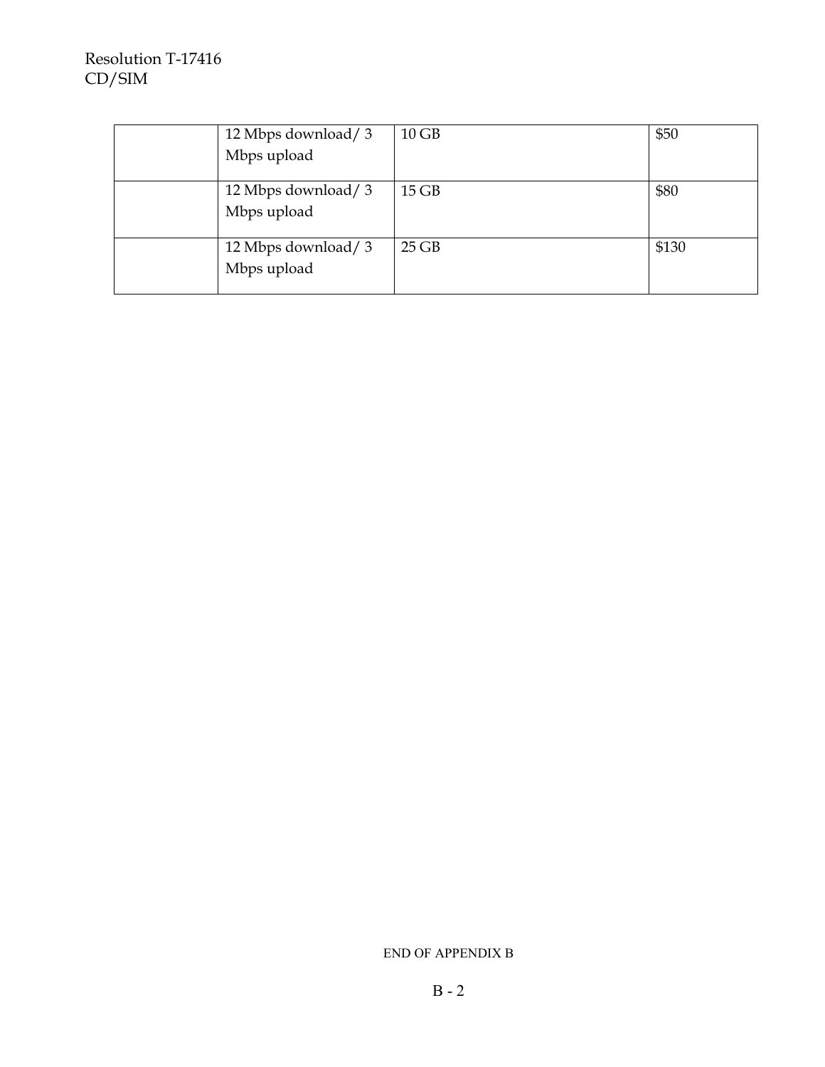| | | | |
|---|---|---|---|
| | 12 Mbps download/ 3 Mbps upload | 10 GB | $50 |
| | 12 Mbps download/ 3 Mbps upload | 15 GB | $80 |
| | 12 Mbps download/ 3 Mbps upload | 25 GB | $130 |

END OF APPENDIX B